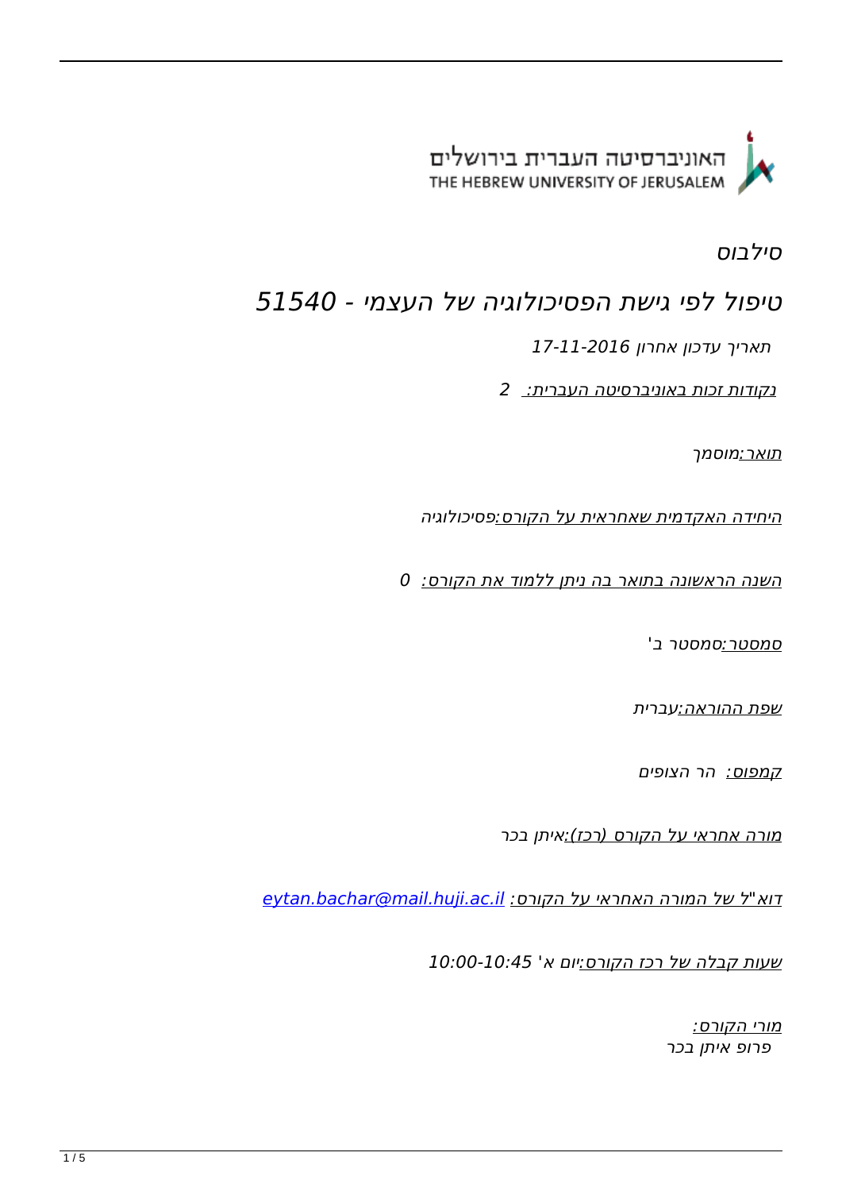האוניברסיטה העברית בירושלים
THE HEBREW UNIVERSITY OF JERUSALEM

# סילבוס

## טיפול לפי גישת הפסיכולוגיה של העצמי - 51540

*תאריך עדכון אחרון 17-11-2016*

*נקודות זכות באוניברסיטה העברית: 2*

*תואר:מוסמך*

*היחידה האקדמית שאחראית על הקורס:פסיכולוגיה*

*השנה הראשונה בתואר בה ניתן ללמוד את הקורס: 0*

*סמסטר:סמסטר ב'*

*שפת ההוראה:עברית*

*קמפוס: הר הצופים*

*מורה אחראי על הקורס (רכז):איתן בכר*

*דוא"ל של המורה האחראי על הקורס: eytan.bachar@mail.huji.ac.il*

*שעות קבלה של רכז הקורס:יום א' 10:00-10:45*

*מורי הקורס:*
*פרופ איתן בכר*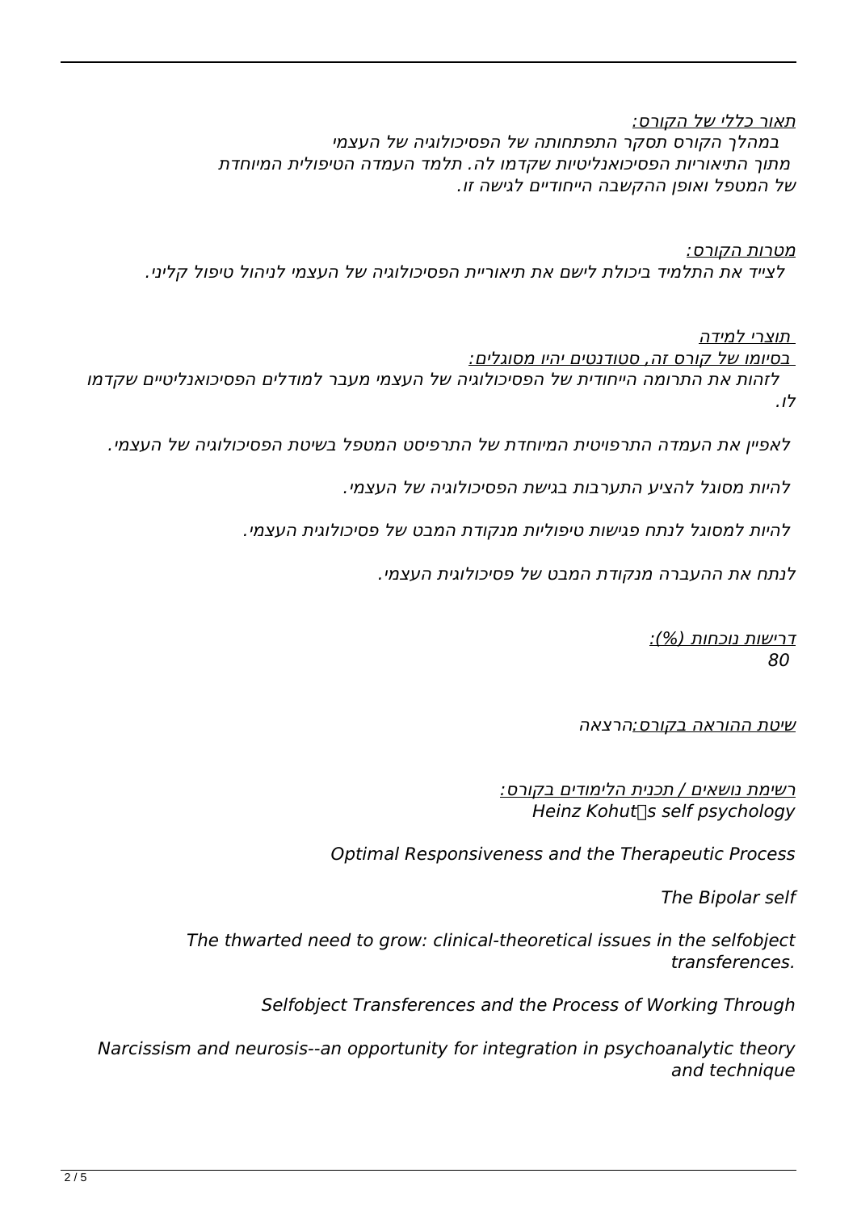תאור כללי של הקורס:
במהלך הקורס תסקר התפתחותה של הפסיכולוגיה של העצמי
מתוך התיאוריות הפסיכואנליטיות שקדמו לה. תלמד העמדה הטיפולית המיוחדת
של המטפל ואופן ההקשבה הייחודיים לגישה זו.

מטרות הקורס:
לצייד את התלמיד ביכולת לישם את תיאוריית הפסיכולוגיה של העצמי לניהול טיפול קליני.

תוצרי למידה
בסיומו של קורס זה, סטודנטים יהיו מסוגלים:
לזהות את התרומה הייחודית של הפסיכולוגיה של העצמי מעבר למודלים הפסיכואנליטיים שקדמו לו.

לאפיין את העמדה התרפויטית המיוחדת של התרפיסט המטפל בשיטת הפסיכולוגיה של העצמי.

להיות מסוגל להציע התערבות בגישת הפסיכולוגיה של העצמי.

להיות למסוגל לנתח פגישות טיפוליות מנקודת המבט של פסיכולוגית העצמי.

לנתח את ההעברה מנקודת המבט של פסיכולוגית העצמי.

דרישות נוכחות (%):
80

שיטת ההוראה בקורס:הרצאה

רשימת נושאים / תכנית הלימודים בקורס:
Heinz Kohut's self psychology

Optimal Responsiveness and the Therapeutic Process

The Bipolar self

The thwarted need to grow: clinical-theoretical issues in the selfobject transferences.

Selfobject Transferences and the Process of Working Through

Narcissism and neurosis--an opportunity for integration in psychoanalytic theory and technique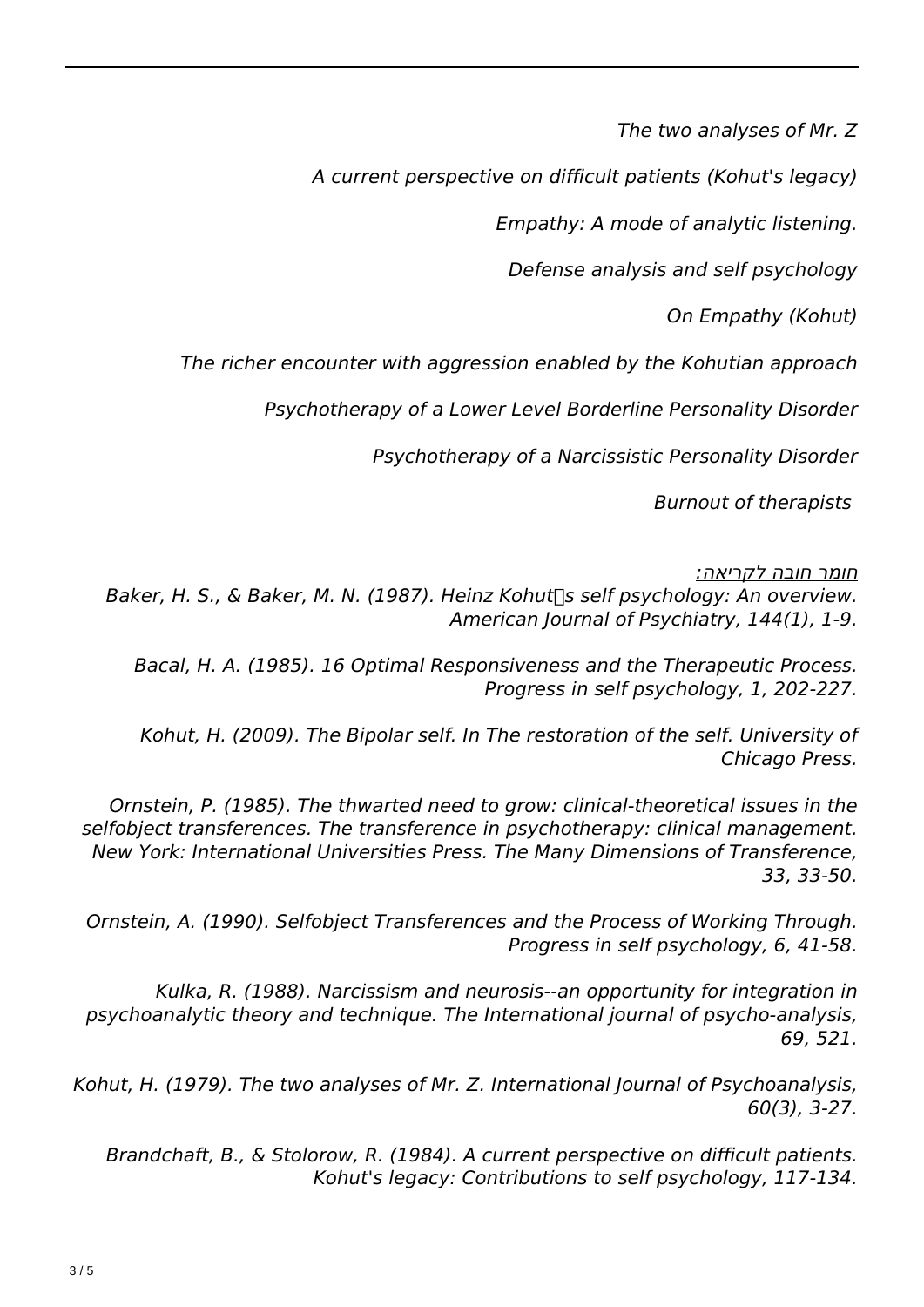*The two analyses of Mr. Z*

*A current perspective on difficult patients (Kohut's legacy)*

*Empathy: A mode of analytic listening.*

*Defense analysis and self psychology*

*On Empathy (Kohut)*

*The richer encounter with aggression enabled by the Kohutian approach*

*Psychotherapy of a Lower Level Borderline Personality Disorder*

*Psychotherapy of a Narcissistic Personality Disorder*

*Burnout of therapists*

*חומר חובה לקריאה:*

*Baker, H. S., & Baker, M. N. (1987). Heinz Kohut's self psychology: An overview. American Journal of Psychiatry, 144(1), 1-9.*

*Bacal, H. A. (1985). 16 Optimal Responsiveness and the Therapeutic Process. Progress in self psychology, 1, 202-227.*

*Kohut, H. (2009). The Bipolar self. In The restoration of the self. University of Chicago Press.*

*Ornstein, P. (1985). The thwarted need to grow: clinical-theoretical issues in the selfobject transferences. The transference in psychotherapy: clinical management. New York: International Universities Press. The Many Dimensions of Transference, 33, 33-50.*

*Ornstein, A. (1990). Selfobject Transferences and the Process of Working Through. Progress in self psychology, 6, 41-58.*

*Kulka, R. (1988). Narcissism and neurosis--an opportunity for integration in psychoanalytic theory and technique. The International journal of psycho-analysis, 69, 521.*

*Kohut, H. (1979). The two analyses of Mr. Z. International Journal of Psychoanalysis, 60(3), 3-27.*

*Brandchaft, B., & Stolorow, R. (1984). A current perspective on difficult patients. Kohut's legacy: Contributions to self psychology, 117-134.*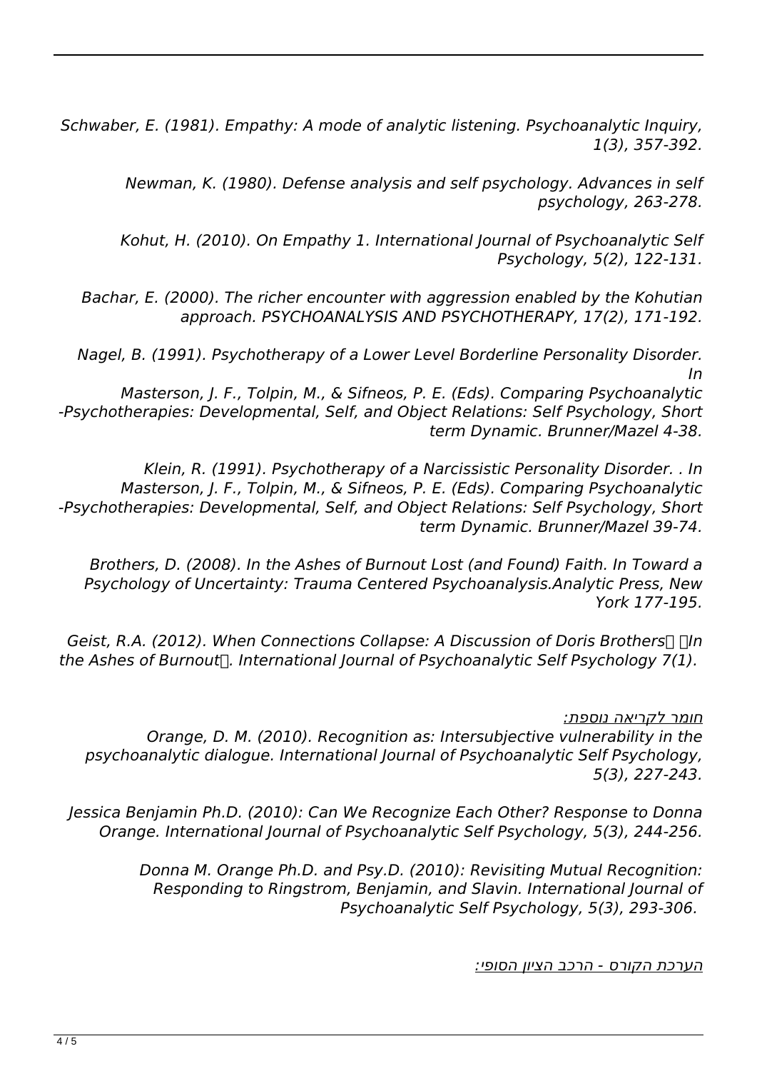*Schwaber, E. (1981). Empathy: A mode of analytic listening. Psychoanalytic Inquiry, 1(3), 357-392.*

*Newman, K. (1980). Defense analysis and self psychology. Advances in self psychology, 263-278.*

*Kohut, H. (2010). On Empathy 1. International Journal of Psychoanalytic Self Psychology, 5(2), 122-131.*

*Bachar, E. (2000). The richer encounter with aggression enabled by the Kohutian approach. PSYCHOANALYSIS AND PSYCHOTHERAPY, 17(2), 171-192.*

*Nagel, B. (1991). Psychotherapy of a Lower Level Borderline Personality Disorder. In Masterson, J. F., Tolpin, M., & Sifneos, P. E. (Eds). Comparing Psychoanalytic -Psychotherapies: Developmental, Self, and Object Relations: Self Psychology, Short term Dynamic. Brunner/Mazel 4-38.*

*Klein, R. (1991). Psychotherapy of a Narcissistic Personality Disorder. . In Masterson, J. F., Tolpin, M., & Sifneos, P. E. (Eds). Comparing Psychoanalytic -Psychotherapies: Developmental, Self, and Object Relations: Self Psychology, Short term Dynamic. Brunner/Mazel 39-74.*

*Brothers, D. (2008). In the Ashes of Burnout Lost (and Found) Faith. In Toward a Psychology of Uncertainty: Trauma Centered Psychoanalysis.Analytic Press, New York 177-195.*

*Geist, R.A. (2012). When Connections Collapse: A Discussion of Doris Brothers In the Ashes of Burnout. International Journal of Psychoanalytic Self Psychology 7(1).*

*חומר לקריאה נוספת:*

*Orange, D. M. (2010). Recognition as: Intersubjective vulnerability in the psychoanalytic dialogue. International Journal of Psychoanalytic Self Psychology, 5(3), 227-243.*

*Jessica Benjamin Ph.D. (2010): Can We Recognize Each Other? Response to Donna Orange. International Journal of Psychoanalytic Self Psychology, 5(3), 244-256.*

*Donna M. Orange Ph.D. and Psy.D. (2010): Revisiting Mutual Recognition: Responding to Ringstrom, Benjamin, and Slavin. International Journal of Psychoanalytic Self Psychology, 5(3), 293-306.*

*הערכת הקורס - הרכב הציון הסופי:*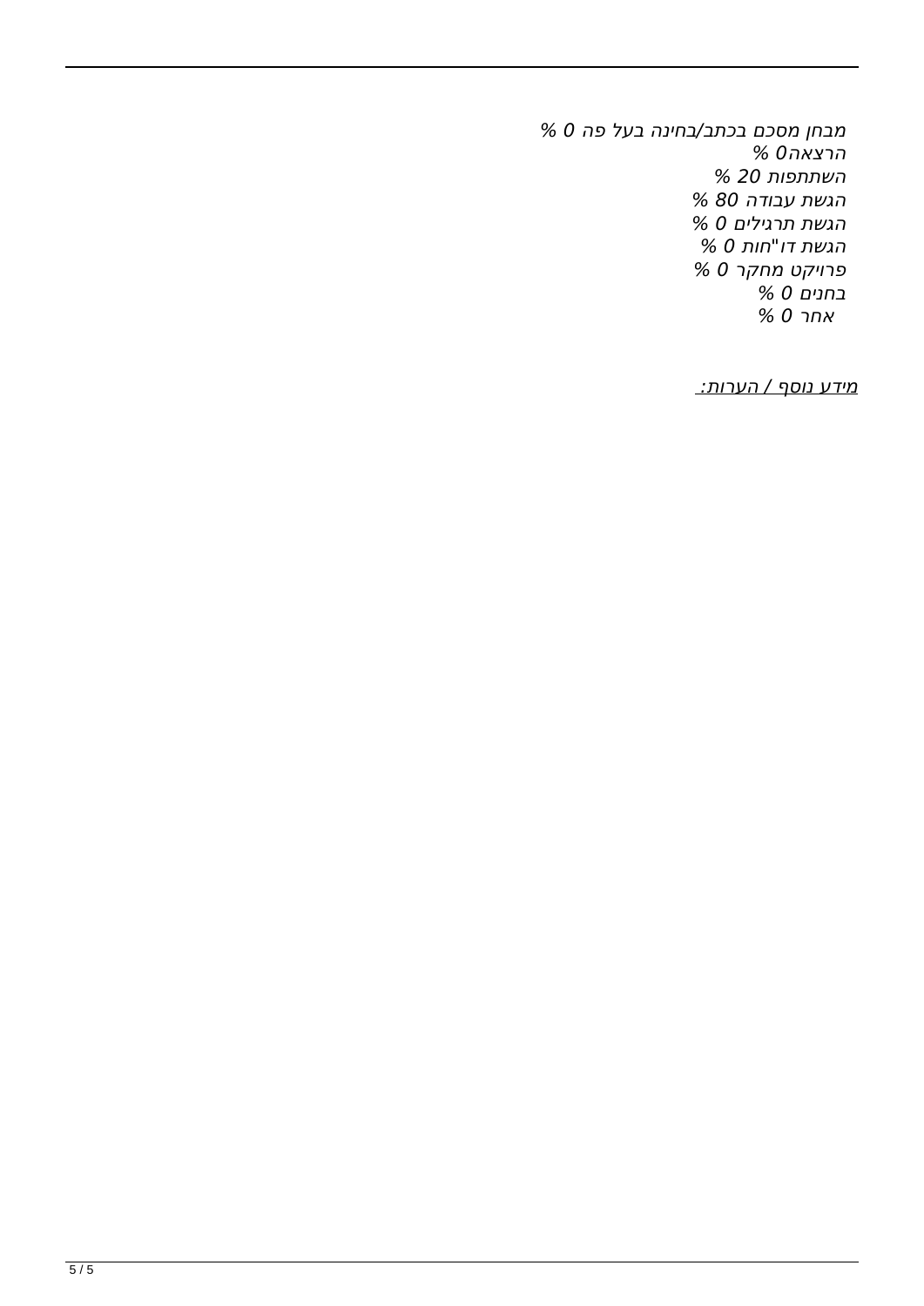*מבחן מסכם בכתב/בחינה בעל פה 0 %*
*הרצאה0 %*
*השתתפות 20 %*
*הגשת עבודה 80 %*
*הגשת תרגילים 0 %*
*הגשת דו"חות 0 %*
*פרויקט מחקר 0 %*
*בחנים 0 %*
*אחר 0 %*

*מידע נוסף / הערות:*